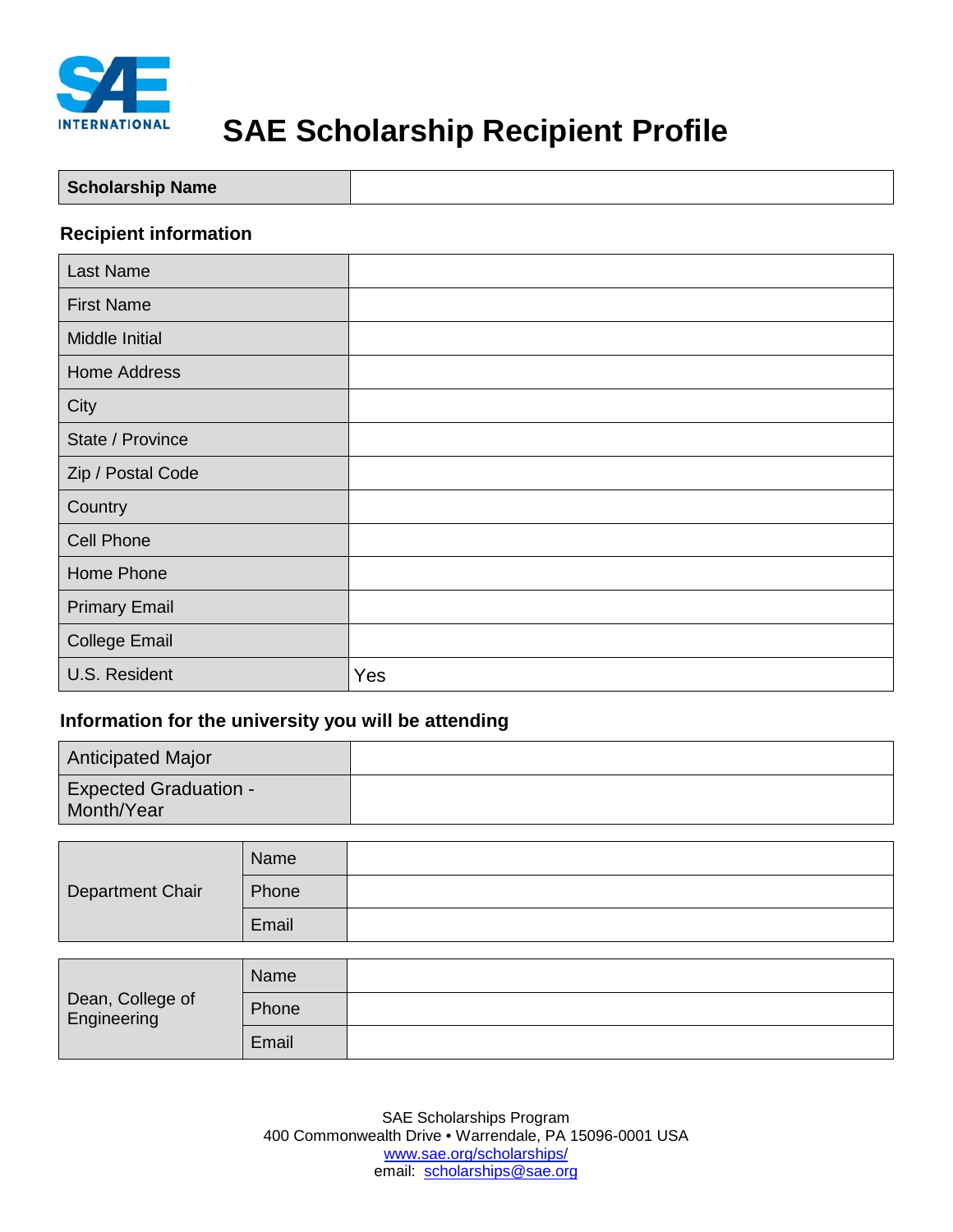# SAE Scholarship Recipient Profile

| Scholarship Name | |
|---|---|

**Recipient information**

| | |
|---|---|
| Last Name | |
| First Name | |
| Middle Initial | |
| Home Address | |
| City | |
| State / Province | |
| Zip / Postal Code | |
| Country | |
| Cell Phone | |
| Home Phone | |
| Primary Email | |
| College Email | |
| U.S. Resident | Yes |

**Information for the university you will be attending**

| | |
|---|---|
| Anticipated Major | |
| Expected Graduation - Month/Year | |

| | | |
|---|---|---|
| Department Chair | Name | |
| | Phone | |
| | Email | |

| | | |
|---|---|---|
| Dean, College of Engineering | Name | |
| | Phone | |
| | Email | |

SAE Scholarships Program
400 Commonwealth Drive • Warrendale, PA 15096-0001 USA
www.sae.org/scholarships/
email: scholarships@sae.org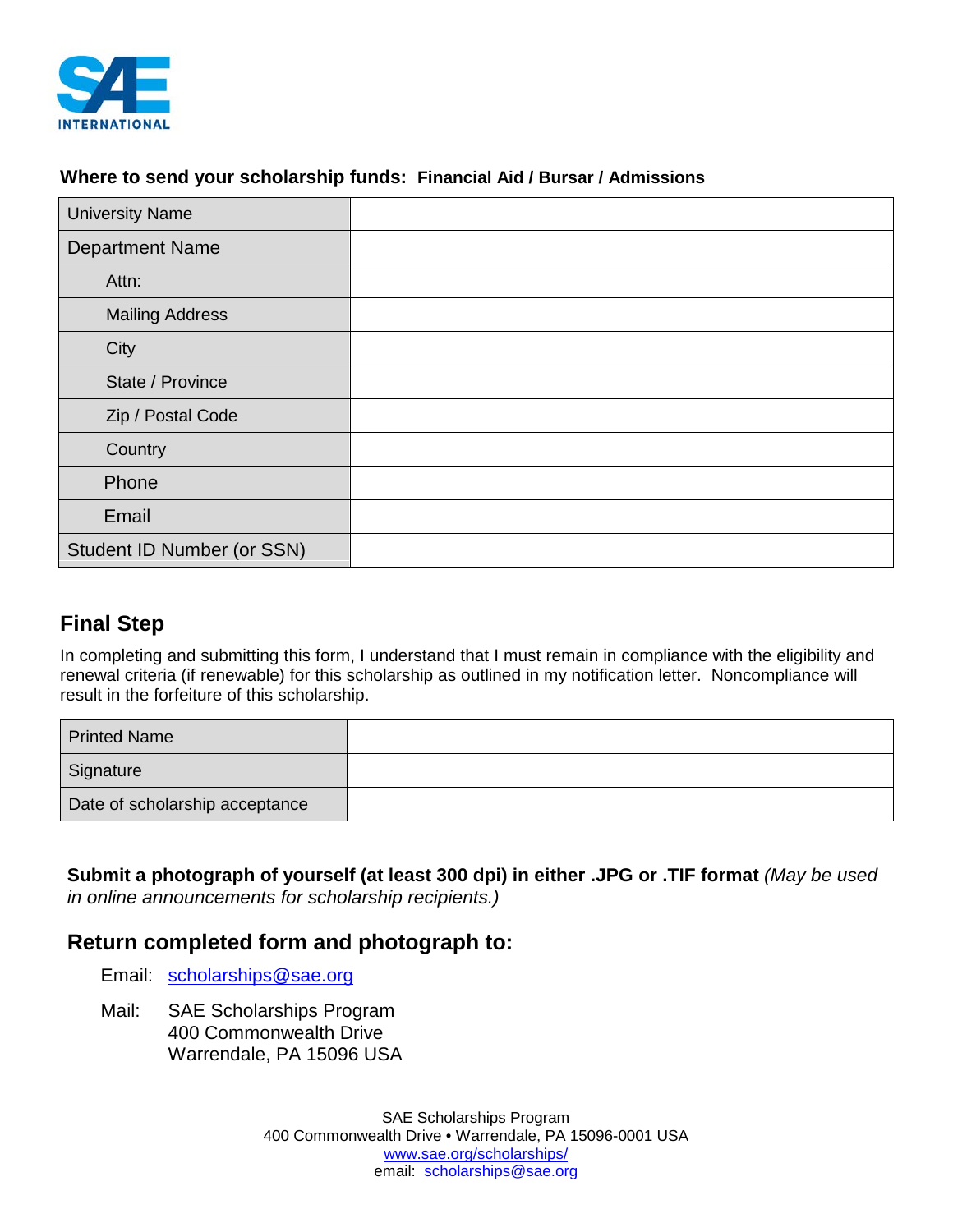SAE INTERNATIONAL

**Where to send your scholarship funds: Financial Aid / Bursar / Admissions**

| | |
|---|---|
| University Name | |
| Department Name | |
| Attn: | |
| Mailing Address | |
| City | |
| State / Province | |
| Zip / Postal Code | |
| Country | |
| Phone | |
| Email | |
| Student ID Number (or SSN) | |

## Final Step

In completing and submitting this form, I understand that I must remain in compliance with the eligibility and renewal criteria (if renewable) for this scholarship as outlined in my notification letter. Noncompliance will result in the forfeiture of this scholarship.

| | |
|---|---|
| Printed Name | |
| Signature | |
| Date of scholarship acceptance | |

**Submit a photograph of yourself (at least 300 dpi) in either .JPG or .TIF format** *(May be used in online announcements for scholarship recipients.)*

## Return completed form and photograph to:

Email: scholarships@sae.org

Mail: SAE Scholarships Program
400 Commonwealth Drive
Warrendale, PA 15096 USA

SAE Scholarships Program
400 Commonwealth Drive • Warrendale, PA 15096-0001 USA
www.sae.org/scholarships/
email: scholarships@sae.org